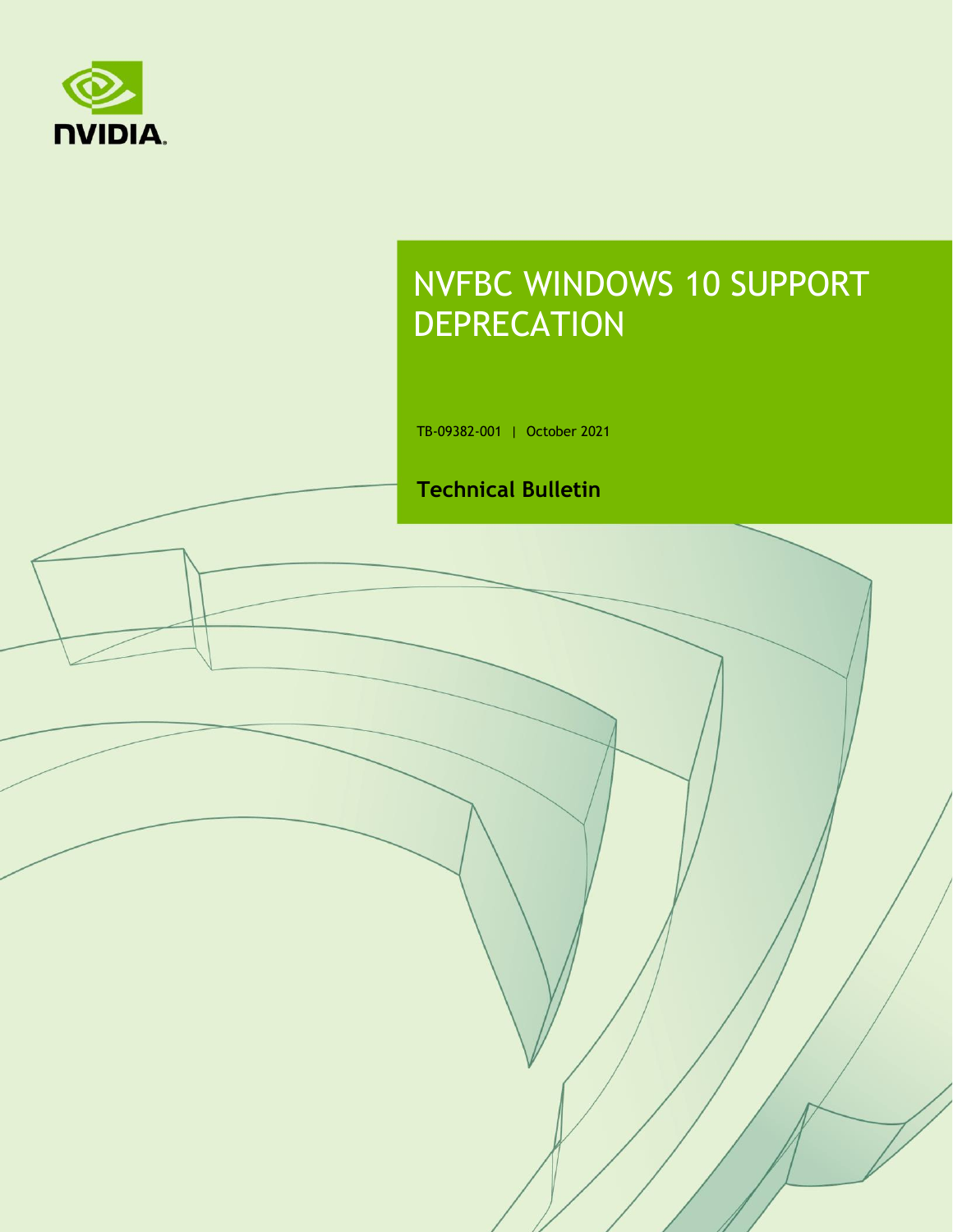# NVFBC WINDOWS 10 SUPPORT DEPRECATION

TB-09382-001 | October 2021

**Technical Bulletin**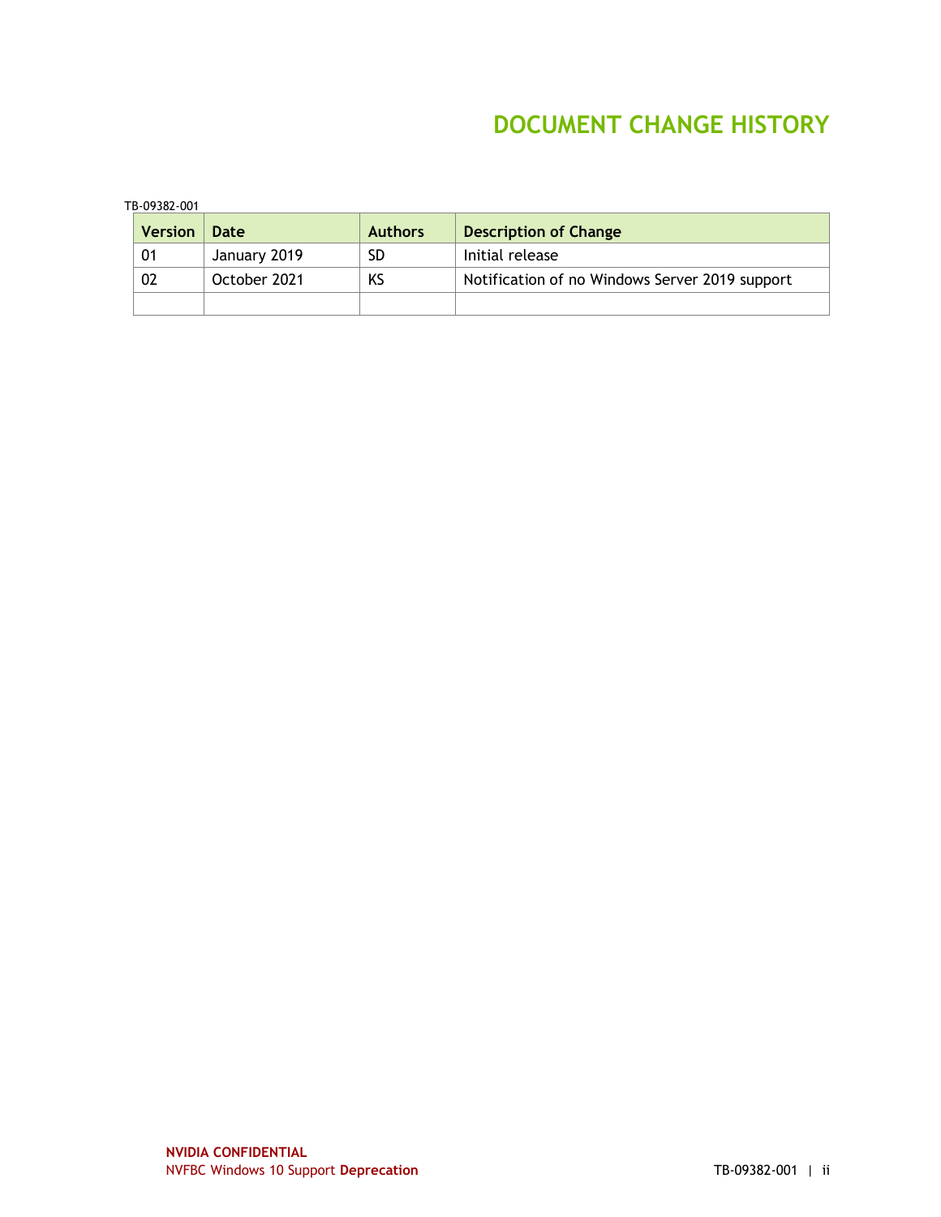# DOCUMENT CHANGE HISTORY

TB-09382-001

| Version | Date | Authors | Description of Change |
|---|---|---|---|
| 01 | January 2019 | SD | Initial release |
| 02 | October 2021 | KS | Notification of no Windows Server 2019 support |
| | | | |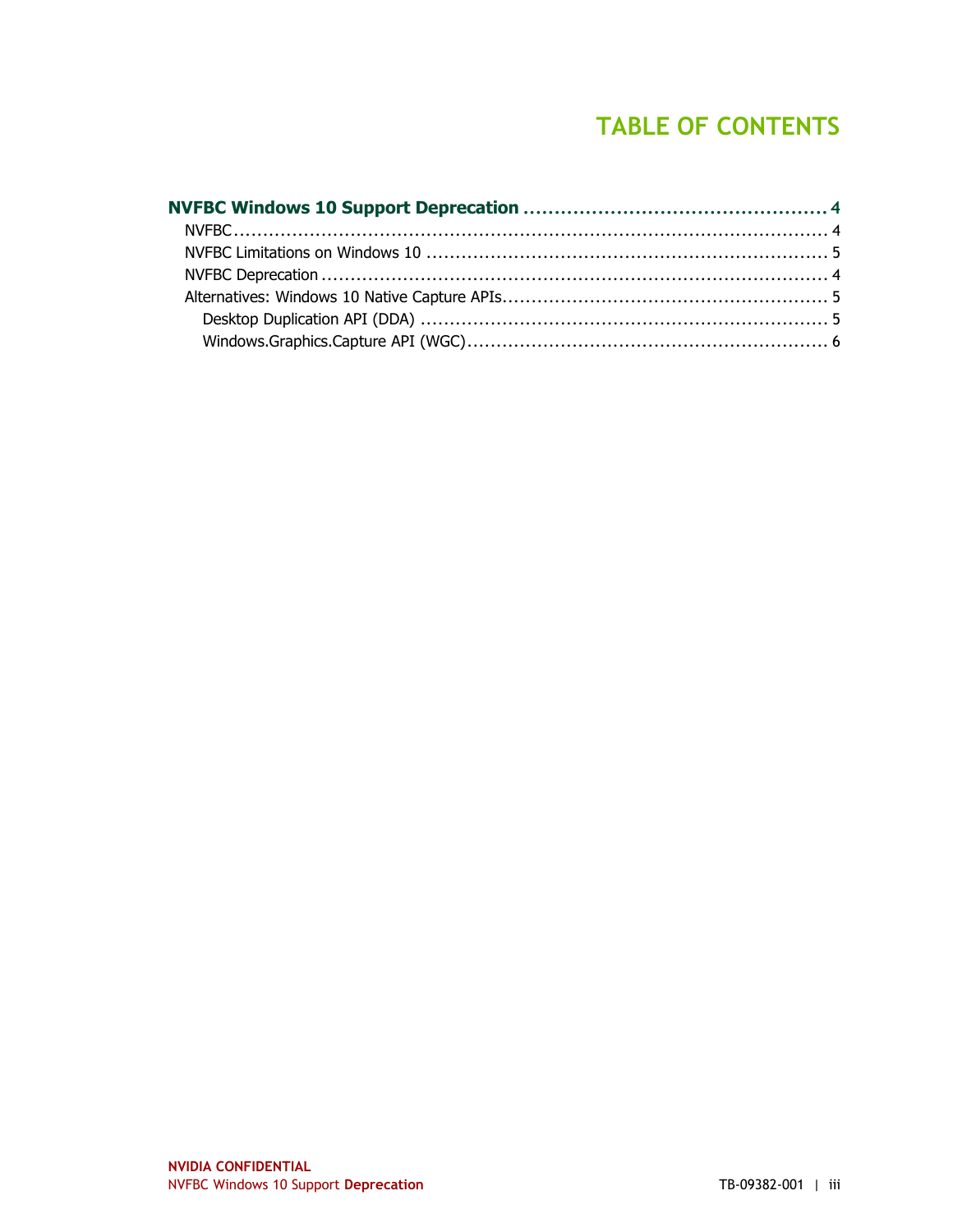# TABLE OF CONTENTS

**NVFBC Windows 10 Support Deprecation ............................................. 4**

- NVFBC ..................................................................................................... 4
- NVFBC Limitations on Windows 10 .................................................................... 5
- NVFBC Deprecation ...................................................................................... 4
- Alternatives: Windows 10 Native Capture APIs ....................................................... 5
  - Desktop Duplication API (DDA) ..................................................................... 5
  - Windows.Graphics.Capture API (WGC) .............................................................. 6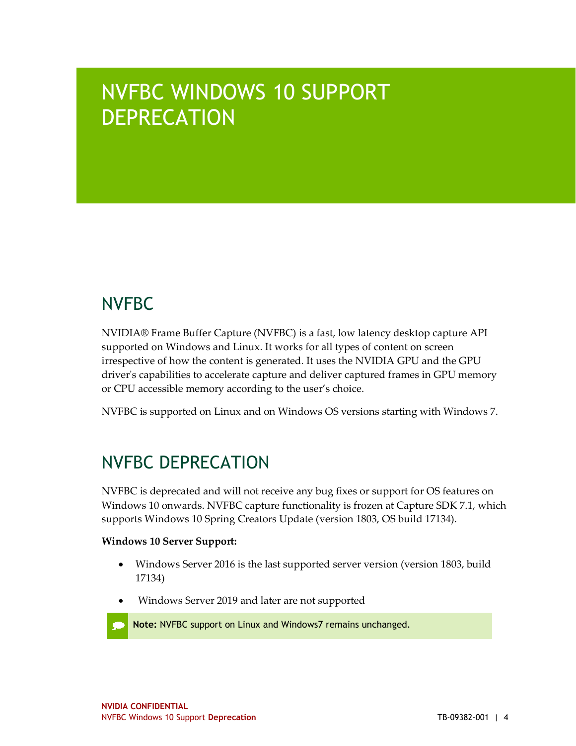# NVFBC WINDOWS 10 SUPPORT DEPRECATION

## NVFBC

NVIDIA® Frame Buffer Capture (NVFBC) is a fast, low latency desktop capture API supported on Windows and Linux. It works for all types of content on screen irrespective of how the content is generated. It uses the NVIDIA GPU and the GPU driver's capabilities to accelerate capture and deliver captured frames in GPU memory or CPU accessible memory according to the user's choice.

NVFBC is supported on Linux and on Windows OS versions starting with Windows 7.

## NVFBC DEPRECATION

NVFBC is deprecated and will not receive any bug fixes or support for OS features on Windows 10 onwards. NVFBC capture functionality is frozen at Capture SDK 7.1, which supports Windows 10 Spring Creators Update (version 1803, OS build 17134).

**Windows 10 Server Support:**

- Windows Server 2016 is the last supported server version (version 1803, build 17134)
- Windows Server 2019 and later are not supported

> **Note:** NVFBC support on Linux and Windows7 remains unchanged.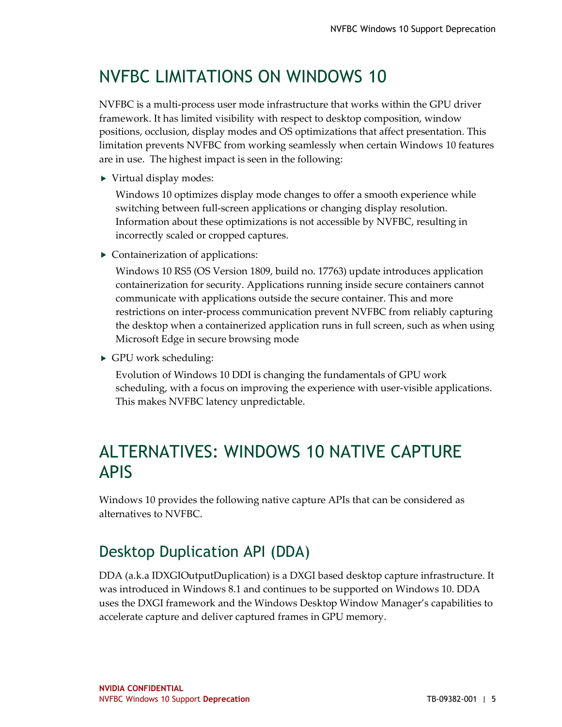# NVFBC LIMITATIONS ON WINDOWS 10

NVFBC is a multi-process user mode infrastructure that works within the GPU driver framework. It has limited visibility with respect to desktop composition, window positions, occlusion, display modes and OS optimizations that affect presentation. This limitation prevents NVFBC from working seamlessly when certain Windows 10 features are in use. The highest impact is seen in the following:

- Virtual display modes:

  Windows 10 optimizes display mode changes to offer a smooth experience while switching between full-screen applications or changing display resolution. Information about these optimizations is not accessible by NVFBC, resulting in incorrectly scaled or cropped captures.

- Containerization of applications:

  Windows 10 RS5 (OS Version 1809, build no. 17763) update introduces application containerization for security. Applications running inside secure containers cannot communicate with applications outside the secure container. This and more restrictions on inter-process communication prevent NVFBC from reliably capturing the desktop when a containerized application runs in full screen, such as when using Microsoft Edge in secure browsing mode

- GPU work scheduling:

  Evolution of Windows 10 DDI is changing the fundamentals of GPU work scheduling, with a focus on improving the experience with user-visible applications. This makes NVFBC latency unpredictable.

# ALTERNATIVES: WINDOWS 10 NATIVE CAPTURE APIS

Windows 10 provides the following native capture APIs that can be considered as alternatives to NVFBC.

## Desktop Duplication API (DDA)

DDA (a.k.a IDXGIOutputDuplication) is a DXGI based desktop capture infrastructure. It was introduced in Windows 8.1 and continues to be supported on Windows 10. DDA uses the DXGI framework and the Windows Desktop Window Manager's capabilities to accelerate capture and deliver captured frames in GPU memory.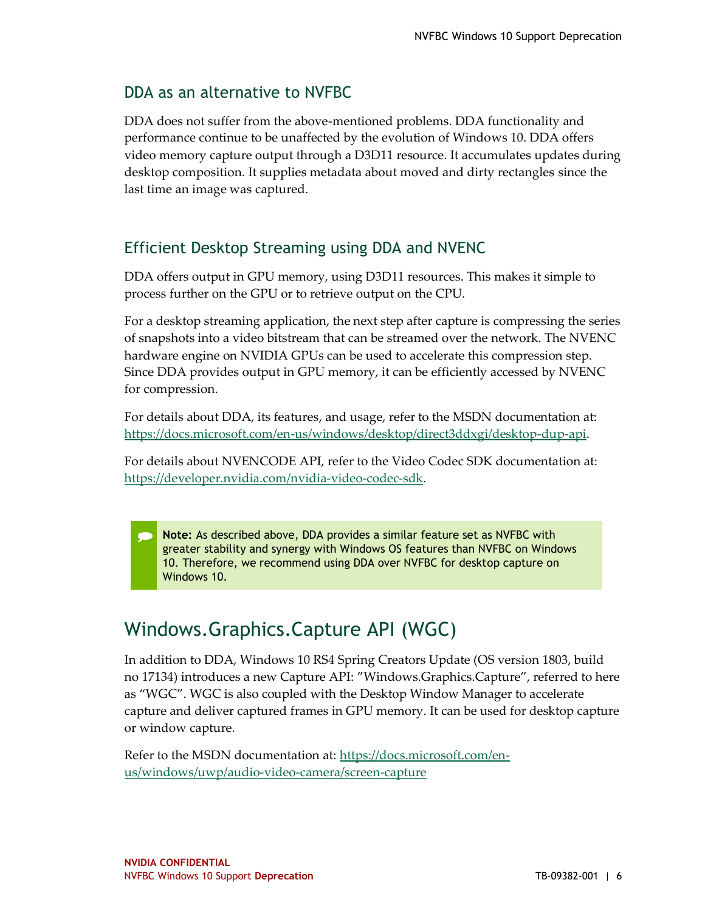## DDA as an alternative to NVFBC

DDA does not suffer from the above-mentioned problems. DDA functionality and performance continue to be unaffected by the evolution of Windows 10. DDA offers video memory capture output through a D3D11 resource. It accumulates updates during desktop composition. It supplies metadata about moved and dirty rectangles since the last time an image was captured.

## Efficient Desktop Streaming using DDA and NVENC

DDA offers output in GPU memory, using D3D11 resources. This makes it simple to process further on the GPU or to retrieve output on the CPU.

For a desktop streaming application, the next step after capture is compressing the series of snapshots into a video bitstream that can be streamed over the network. The NVENC hardware engine on NVIDIA GPUs can be used to accelerate this compression step. Since DDA provides output in GPU memory, it can be efficiently accessed by NVENC for compression.

For details about DDA, its features, and usage, refer to the MSDN documentation at: https://docs.microsoft.com/en-us/windows/desktop/direct3ddxgi/desktop-dup-api.

For details about NVENCODE API, refer to the Video Codec SDK documentation at: https://developer.nvidia.com/nvidia-video-codec-sdk.

> **Note:** As described above, DDA provides a similar feature set as NVFBC with greater stability and synergy with Windows OS features than NVFBC on Windows 10. Therefore, we recommend using DDA over NVFBC for desktop capture on Windows 10.

# Windows.Graphics.Capture API (WGC)

In addition to DDA, Windows 10 RS4 Spring Creators Update (OS version 1803, build no 17134) introduces a new Capture API: "Windows.Graphics.Capture", referred to here as "WGC". WGC is also coupled with the Desktop Window Manager to accelerate capture and deliver captured frames in GPU memory. It can be used for desktop capture or window capture.

Refer to the MSDN documentation at: https://docs.microsoft.com/en-us/windows/uwp/audio-video-camera/screen-capture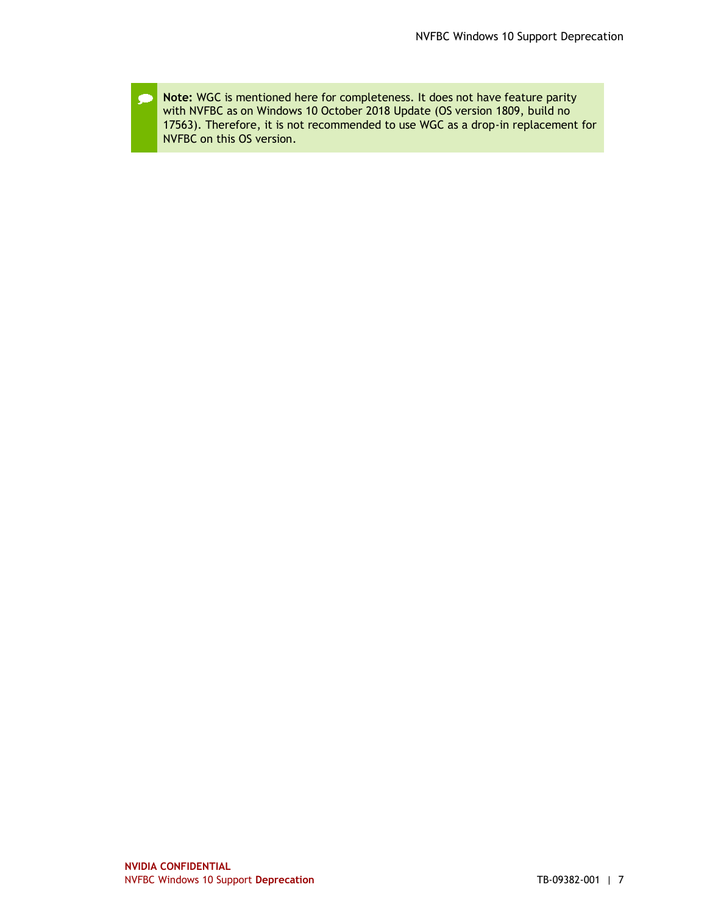> **Note:** WGC is mentioned here for completeness. It does not have feature parity with NVFBC as on Windows 10 October 2018 Update (OS version 1809, build no 17563). Therefore, it is not recommended to use WGC as a drop-in replacement for NVFBC on this OS version.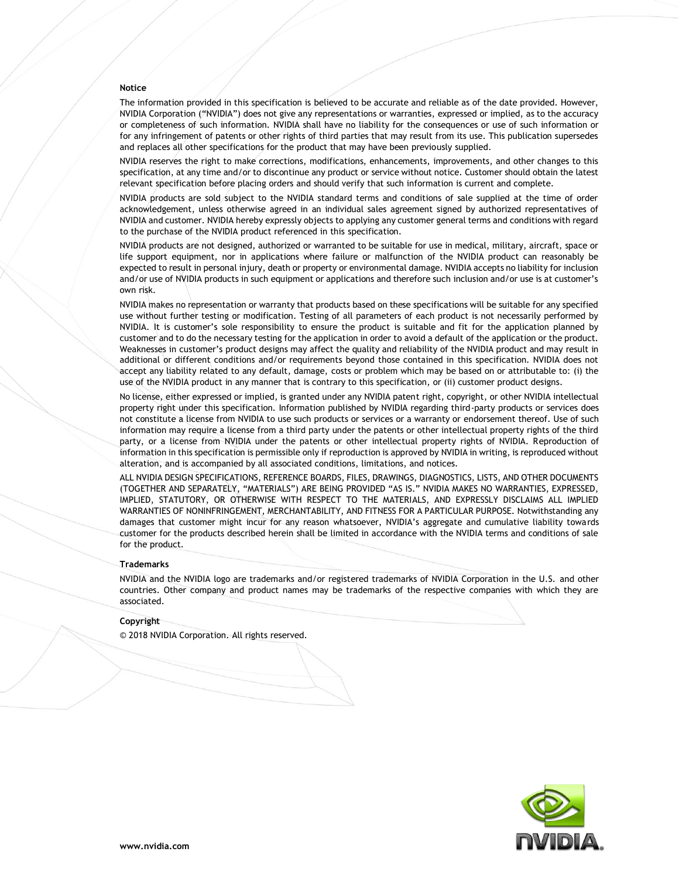**Notice**

The information provided in this specification is believed to be accurate and reliable as of the date provided. However, NVIDIA Corporation ("NVIDIA") does not give any representations or warranties, expressed or implied, as to the accuracy or completeness of such information. NVIDIA shall have no liability for the consequences or use of such information or for any infringement of patents or other rights of third parties that may result from its use. This publication supersedes and replaces all other specifications for the product that may have been previously supplied.

NVIDIA reserves the right to make corrections, modifications, enhancements, improvements, and other changes to this specification, at any time and/or to discontinue any product or service without notice. Customer should obtain the latest relevant specification before placing orders and should verify that such information is current and complete.

NVIDIA products are sold subject to the NVIDIA standard terms and conditions of sale supplied at the time of order acknowledgement, unless otherwise agreed in an individual sales agreement signed by authorized representatives of NVIDIA and customer. NVIDIA hereby expressly objects to applying any customer general terms and conditions with regard to the purchase of the NVIDIA product referenced in this specification.

NVIDIA products are not designed, authorized or warranted to be suitable for use in medical, military, aircraft, space or life support equipment, nor in applications where failure or malfunction of the NVIDIA product can reasonably be expected to result in personal injury, death or property or environmental damage. NVIDIA accepts no liability for inclusion and/or use of NVIDIA products in such equipment or applications and therefore such inclusion and/or use is at customer's own risk.

NVIDIA makes no representation or warranty that products based on these specifications will be suitable for any specified use without further testing or modification. Testing of all parameters of each product is not necessarily performed by NVIDIA. It is customer's sole responsibility to ensure the product is suitable and fit for the application planned by customer and to do the necessary testing for the application in order to avoid a default of the application or the product. Weaknesses in customer's product designs may affect the quality and reliability of the NVIDIA product and may result in additional or different conditions and/or requirements beyond those contained in this specification. NVIDIA does not accept any liability related to any default, damage, costs or problem which may be based on or attributable to: (i) the use of the NVIDIA product in any manner that is contrary to this specification, or (ii) customer product designs.

No license, either expressed or implied, is granted under any NVIDIA patent right, copyright, or other NVIDIA intellectual property right under this specification. Information published by NVIDIA regarding third-party products or services does not constitute a license from NVIDIA to use such products or services or a warranty or endorsement thereof. Use of such information may require a license from a third party under the patents or other intellectual property rights of the third party, or a license from NVIDIA under the patents or other intellectual property rights of NVIDIA. Reproduction of information in this specification is permissible only if reproduction is approved by NVIDIA in writing, is reproduced without alteration, and is accompanied by all associated conditions, limitations, and notices.

ALL NVIDIA DESIGN SPECIFICATIONS, REFERENCE BOARDS, FILES, DRAWINGS, DIAGNOSTICS, LISTS, AND OTHER DOCUMENTS (TOGETHER AND SEPARATELY, "MATERIALS") ARE BEING PROVIDED "AS IS." NVIDIA MAKES NO WARRANTIES, EXPRESSED, IMPLIED, STATUTORY, OR OTHERWISE WITH RESPECT TO THE MATERIALS, AND EXPRESSLY DISCLAIMS ALL IMPLIED WARRANTIES OF NONINFRINGEMENT, MERCHANTABILITY, AND FITNESS FOR A PARTICULAR PURPOSE. Notwithstanding any damages that customer might incur for any reason whatsoever, NVIDIA's aggregate and cumulative liability towards customer for the products described herein shall be limited in accordance with the NVIDIA terms and conditions of sale for the product.

**Trademarks**

NVIDIA and the NVIDIA logo are trademarks and/or registered trademarks of NVIDIA Corporation in the U.S. and other countries. Other company and product names may be trademarks of the respective companies with which they are associated.

**Copyright**

© 2018 NVIDIA Corporation. All rights reserved.

**www.nvidia.com**